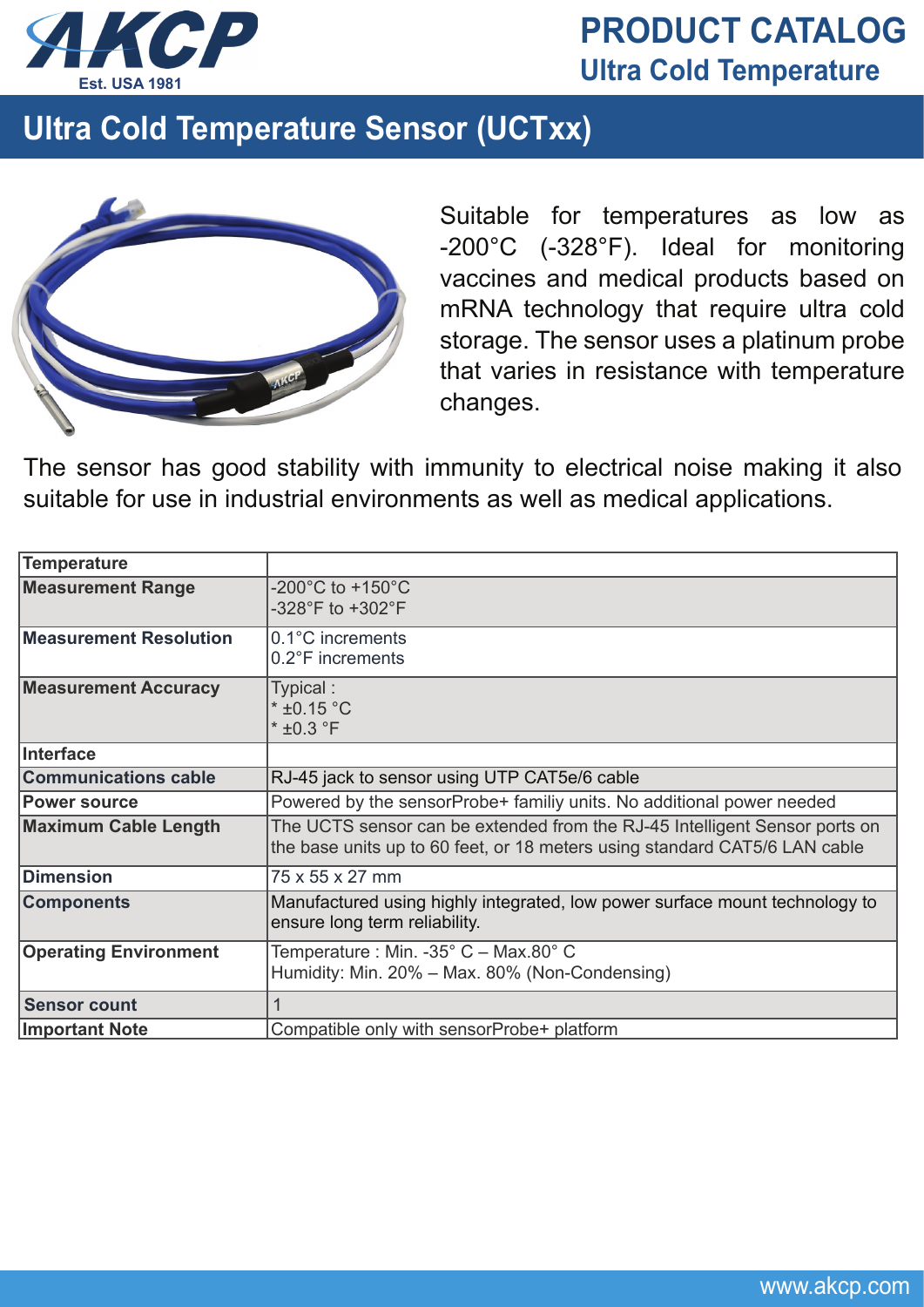# PRODUCT CATALOG

## Ultra Cold Temperature

## Ultra Cold Temperature Sensor (UCTxx)

Suitable for temperatures as low as -200°C (-328°F). Ideal for monitoring vaccines and medical products based on mRNA technology that require ultra cold storage. The sensor uses a platinum probe that varies in resistance with temperature changes.

The sensor has good stability with immunity to electrical noise making it also suitable for use in industrial environments as well as medical applications.

| **Temperature** | |
|---|---|
| **Measurement Range** | -200°C to +150°C<br>-328°F to +302°F |
| **Measurement Resolution** | 0.1°C increments<br>0.2°F increments |
| **Measurement Accuracy** | Typical :<br>* ±0.15 °C<br>* ±0.3 °F |
| **Interface** | |
| **Communications cable** | RJ-45 jack to sensor using UTP CAT5e/6 cable |
| **Power source** | Powered by the sensorProbe+ familiy units. No additional power needed |
| **Maximum Cable Length** | The UCTS sensor can be extended from the RJ-45 Intelligent Sensor ports on the base units up to 60 feet, or 18 meters using standard CAT5/6 LAN cable |
| **Dimension** | 75 x 55 x 27 mm |
| **Components** | Manufactured using highly integrated, low power surface mount technology to ensure long term reliability. |
| **Operating Environment** | Temperature : Min. -35° C – Max.80° C<br>Humidity: Min. 20% – Max. 80% (Non-Condensing) |
| **Sensor count** | 1 |
| **Important Note** | Compatible only with sensorProbe+ platform |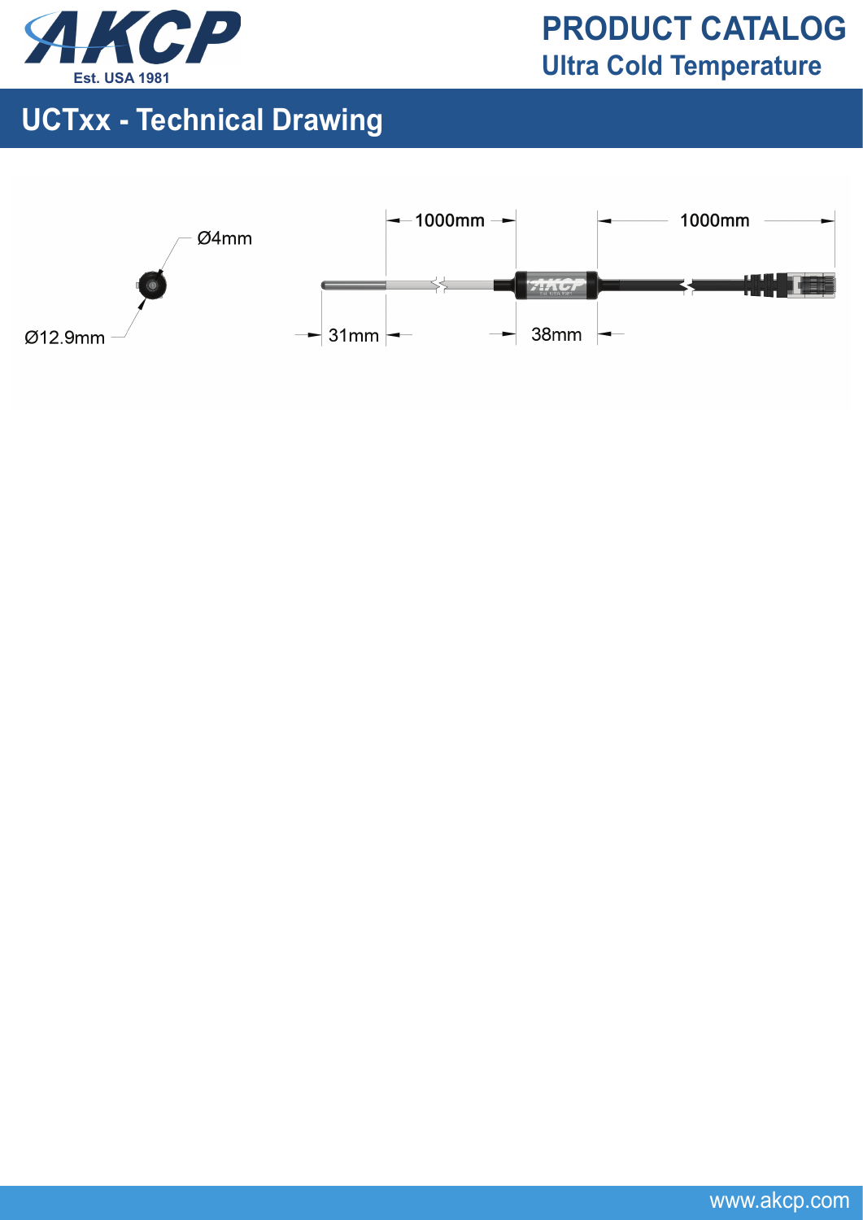## UCTxx - Technical Drawing

Ø4mm

Ø12.9mm

1000mm

1000mm

31mm

38mm